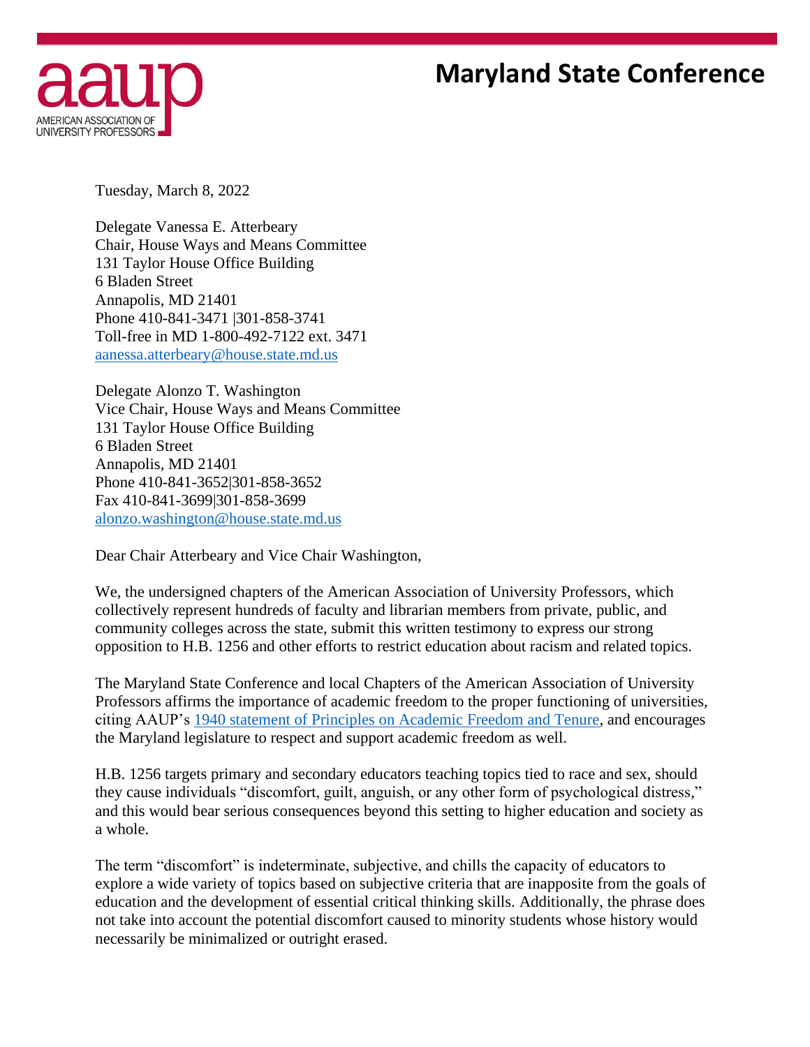# Maryland State Conference

Tuesday, March 8, 2022

Delegate Vanessa E. Atterbeary
Chair, House Ways and Means Committee
131 Taylor House Office Building
6 Bladen Street
Annapolis, MD 21401
Phone 410-841-3471 |301-858-3741
Toll-free in MD 1-800-492-7122 ext. 3471
aanessa.atterbeary@house.state.md.us

Delegate Alonzo T. Washington
Vice Chair, House Ways and Means Committee
131 Taylor House Office Building
6 Bladen Street
Annapolis, MD 21401
Phone 410-841-3652|301-858-3652
Fax 410-841-3699|301-858-3699
alonzo.washington@house.state.md.us

Dear Chair Atterbeary and Vice Chair Washington,

We, the undersigned chapters of the American Association of University Professors, which collectively represent hundreds of faculty and librarian members from private, public, and community colleges across the state, submit this written testimony to express our strong opposition to H.B. 1256 and other efforts to restrict education about racism and related topics.

The Maryland State Conference and local Chapters of the American Association of University Professors affirms the importance of academic freedom to the proper functioning of universities, citing AAUP's 1940 statement of Principles on Academic Freedom and Tenure, and encourages the Maryland legislature to respect and support academic freedom as well.

H.B. 1256 targets primary and secondary educators teaching topics tied to race and sex, should they cause individuals "discomfort, guilt, anguish, or any other form of psychological distress," and this would bear serious consequences beyond this setting to higher education and society as a whole.

The term "discomfort" is indeterminate, subjective, and chills the capacity of educators to explore a wide variety of topics based on subjective criteria that are inapposite from the goals of education and the development of essential critical thinking skills. Additionally, the phrase does not take into account the potential discomfort caused to minority students whose history would necessarily be minimalized or outright erased.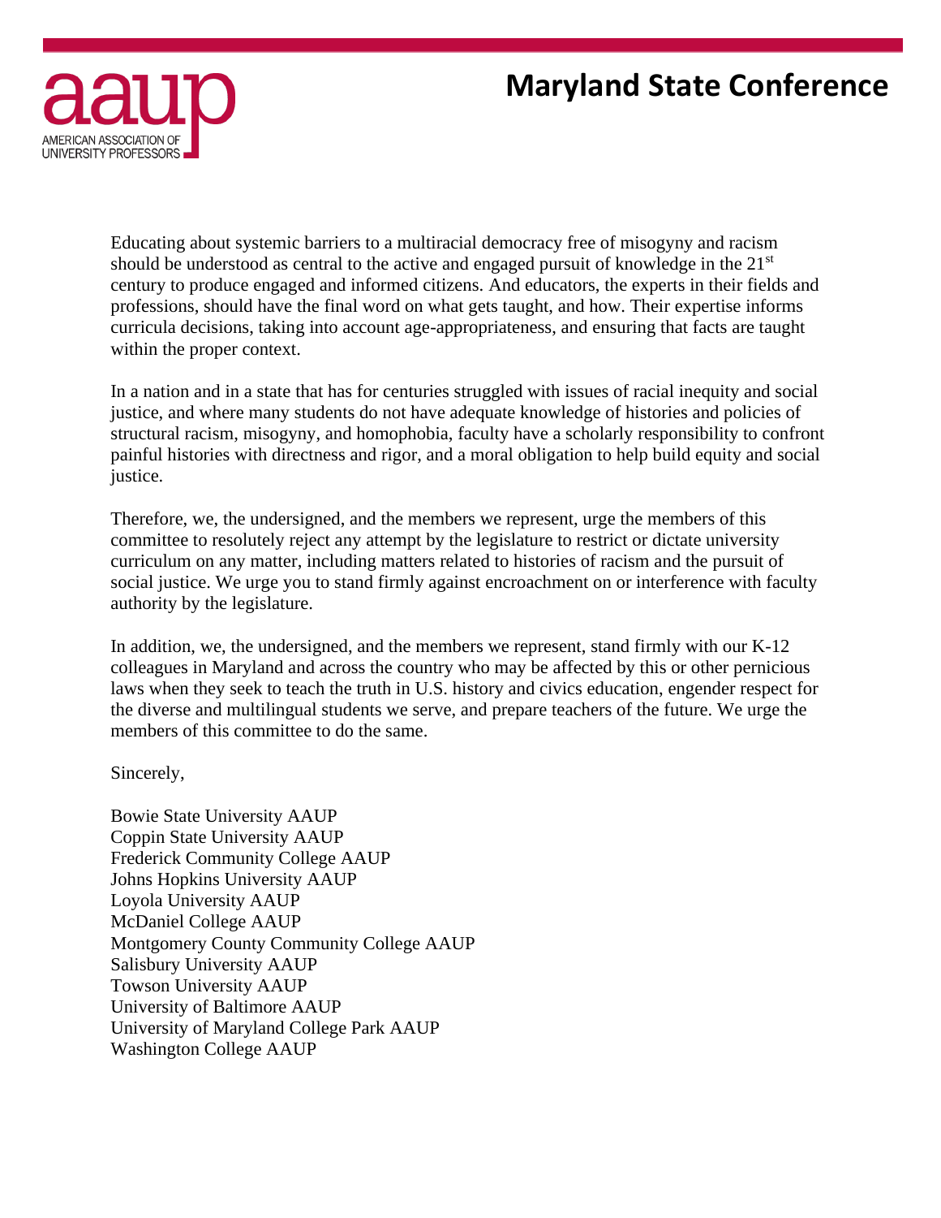Educating about systemic barriers to a multiracial democracy free of misogyny and racism should be understood as central to the active and engaged pursuit of knowledge in the 21st century to produce engaged and informed citizens. And educators, the experts in their fields and professions, should have the final word on what gets taught, and how. Their expertise informs curricula decisions, taking into account age-appropriateness, and ensuring that facts are taught within the proper context.

In a nation and in a state that has for centuries struggled with issues of racial inequity and social justice, and where many students do not have adequate knowledge of histories and policies of structural racism, misogyny, and homophobia, faculty have a scholarly responsibility to confront painful histories with directness and rigor, and a moral obligation to help build equity and social justice.

Therefore, we, the undersigned, and the members we represent, urge the members of this committee to resolutely reject any attempt by the legislature to restrict or dictate university curriculum on any matter, including matters related to histories of racism and the pursuit of social justice. We urge you to stand firmly against encroachment on or interference with faculty authority by the legislature.

In addition, we, the undersigned, and the members we represent, stand firmly with our K-12 colleagues in Maryland and across the country who may be affected by this or other pernicious laws when they seek to teach the truth in U.S. history and civics education, engender respect for the diverse and multilingual students we serve, and prepare teachers of the future. We urge the members of this committee to do the same.

Sincerely,

Bowie State University AAUP
Coppin State University AAUP
Frederick Community College AAUP
Johns Hopkins University AAUP
Loyola University AAUP
McDaniel College AAUP
Montgomery County Community College AAUP
Salisbury University AAUP
Towson University AAUP
University of Baltimore AAUP
University of Maryland College Park AAUP
Washington College AAUP